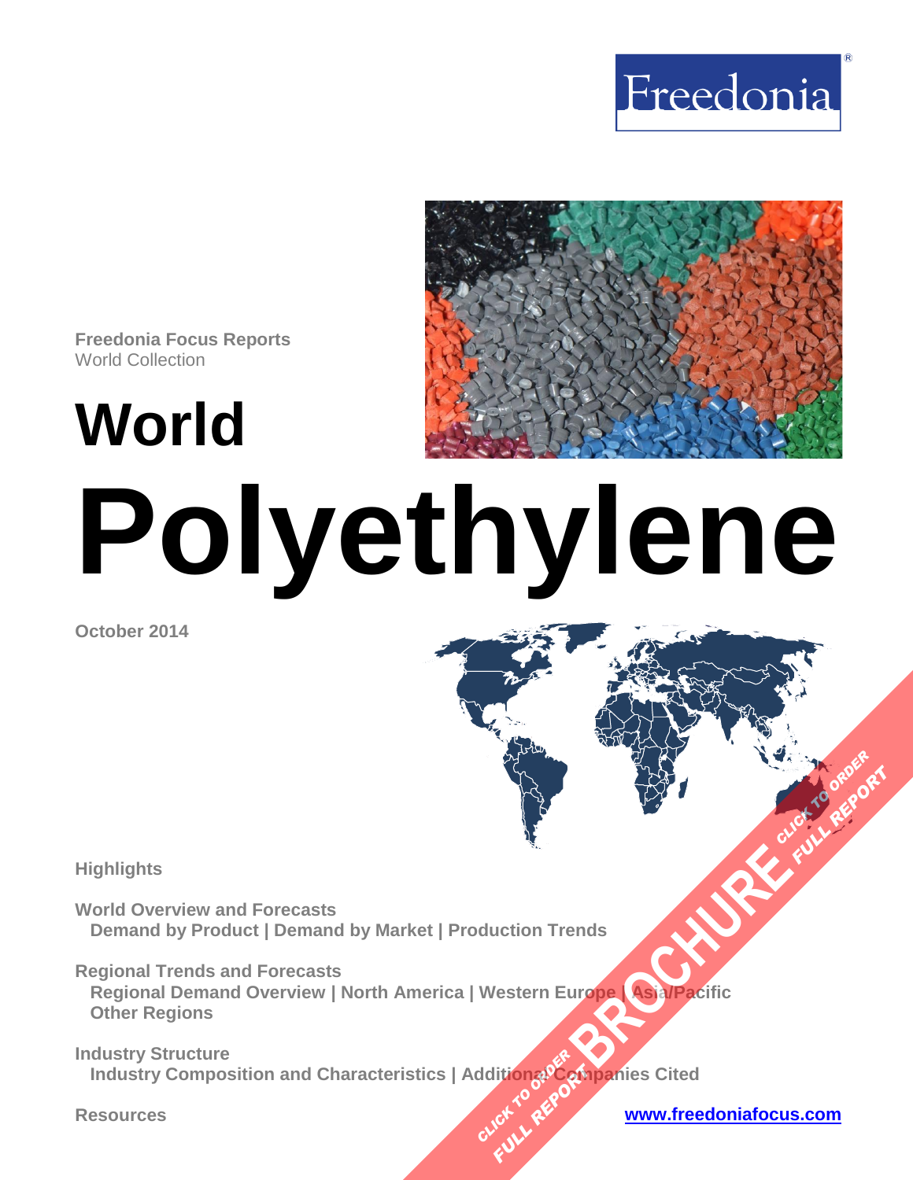Freedonia

**Freedonia Focus Reports**
World Collection

# World Polyethylene

**October 2014**

**Highlights**

**World Overview and Forecasts**
**Demand by Product | Demand by Market | Production Trends**

**Regional Trends and Forecasts**
**Regional Demand Overview | North America | Western Europe | Asia/Pacific**
**Other Regions**

**Industry Structure**
**Industry Composition and Characteristics | Additional Companies Cited**

**Resources**

**www.freedoniafocus.com**

CLICK TO ORDER FULL REPORT BROCHURE CLICK TO ORDER FULL REPORT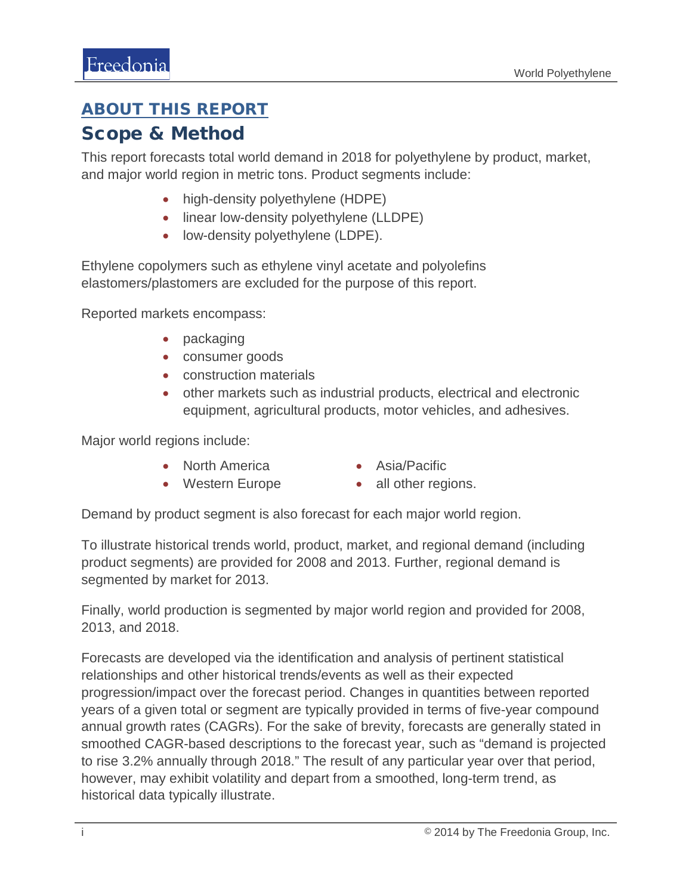## ABOUT THIS REPORT

# Scope & Method

This report forecasts total world demand in 2018 for polyethylene by product, market, and major world region in metric tons. Product segments include:

- high-density polyethylene (HDPE)
- linear low-density polyethylene (LLDPE)
- low-density polyethylene (LDPE).

Ethylene copolymers such as ethylene vinyl acetate and polyolefins elastomers/plastomers are excluded for the purpose of this report.

Reported markets encompass:

- packaging
- consumer goods
- construction materials
- other markets such as industrial products, electrical and electronic equipment, agricultural products, motor vehicles, and adhesives.

Major world regions include:

- North America
- Western Europe
- Asia/Pacific
- all other regions.

Demand by product segment is also forecast for each major world region.

To illustrate historical trends world, product, market, and regional demand (including product segments) are provided for 2008 and 2013. Further, regional demand is segmented by market for 2013.

Finally, world production is segmented by major world region and provided for 2008, 2013, and 2018.

Forecasts are developed via the identification and analysis of pertinent statistical relationships and other historical trends/events as well as their expected progression/impact over the forecast period. Changes in quantities between reported years of a given total or segment are typically provided in terms of five-year compound annual growth rates (CAGRs). For the sake of brevity, forecasts are generally stated in smoothed CAGR-based descriptions to the forecast year, such as "demand is projected to rise 3.2% annually through 2018." The result of any particular year over that period, however, may exhibit volatility and depart from a smoothed, long-term trend, as historical data typically illustrate.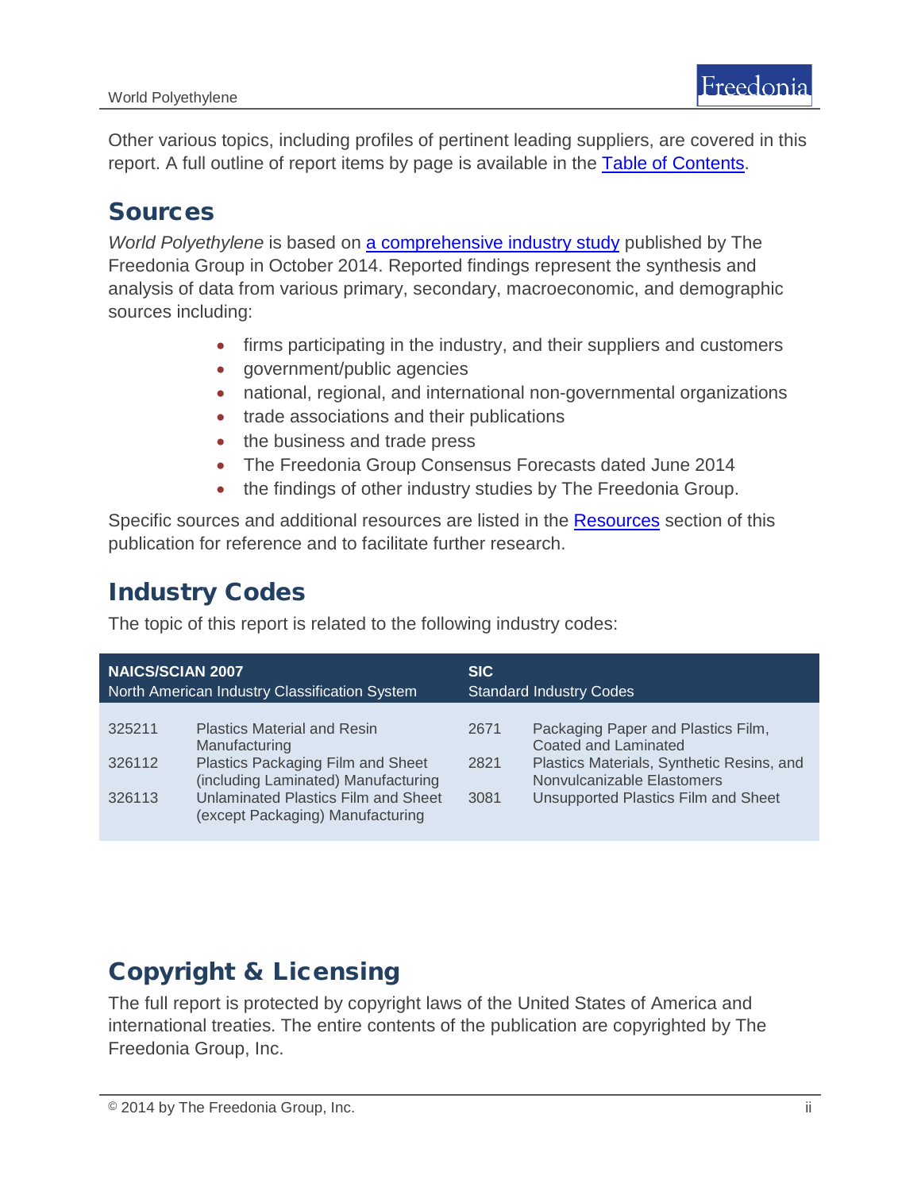Other various topics, including profiles of pertinent leading suppliers, are covered in this report. A full outline of report items by page is available in the Table of Contents.

## Sources

*World Polyethylene* is based on a comprehensive industry study published by The Freedonia Group in October 2014. Reported findings represent the synthesis and analysis of data from various primary, secondary, macroeconomic, and demographic sources including:

- firms participating in the industry, and their suppliers and customers
- government/public agencies
- national, regional, and international non-governmental organizations
- trade associations and their publications
- the business and trade press
- The Freedonia Group Consensus Forecasts dated June 2014
- the findings of other industry studies by The Freedonia Group.

Specific sources and additional resources are listed in the Resources section of this publication for reference and to facilitate further research.

## Industry Codes

The topic of this report is related to the following industry codes:

| **NAICS/SCIAN 2007** North American Industry Classification System | | **SIC** Standard Industry Codes | |
|---|---|---|---|
| 325211 | Plastics Material and Resin Manufacturing | 2671 | Packaging Paper and Plastics Film, Coated and Laminated |
| 326112 | Plastics Packaging Film and Sheet (including Laminated) Manufacturing | 2821 | Plastics Materials, Synthetic Resins, and Nonvulcanizable Elastomers |
| 326113 | Unlaminated Plastics Film and Sheet (except Packaging) Manufacturing | 3081 | Unsupported Plastics Film and Sheet |

## Copyright & Licensing

The full report is protected by copyright laws of the United States of America and international treaties. The entire contents of the publication are copyrighted by The Freedonia Group, Inc.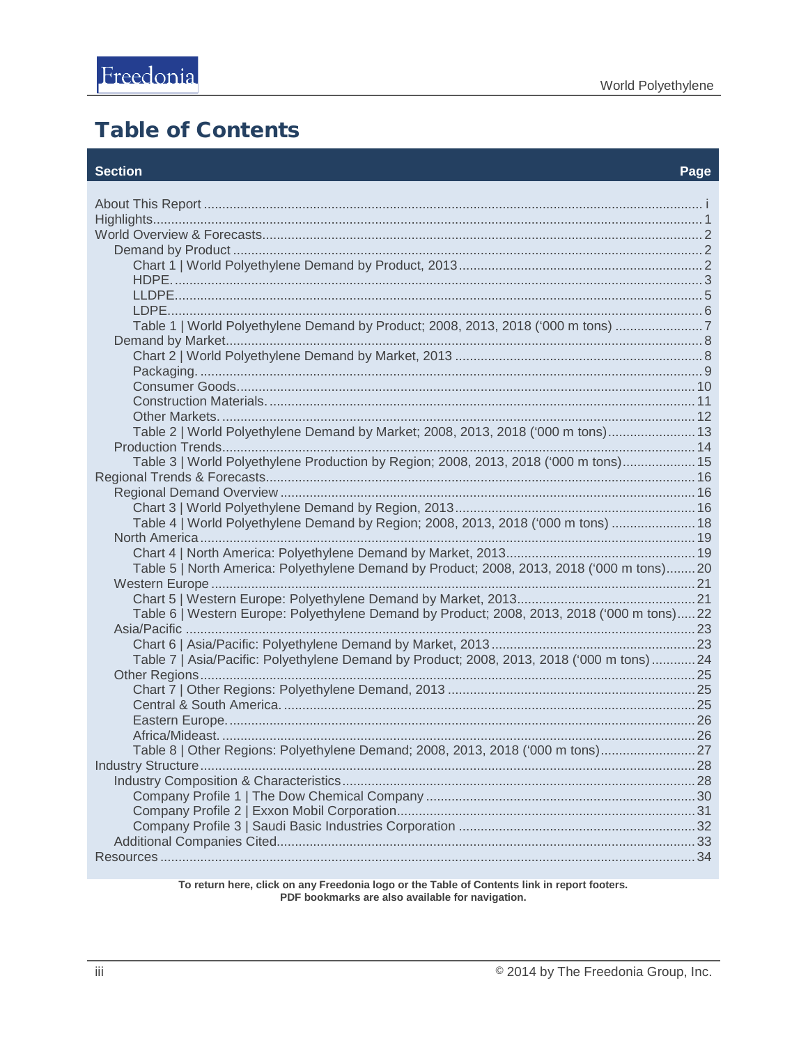# Table of Contents

| Section | Page |
|---|---|
| About This Report | i |
| Highlights | 1 |
| World Overview & Forecasts | 2 |
| Demand by Product | 2 |
| Chart 1 \| World Polyethylene Demand by Product, 2013 | 2 |
| HDPE. | 3 |
| LLDPE. | 5 |
| LDPE. | 6 |
| Table 1 \| World Polyethylene Demand by Product; 2008, 2013, 2018 ('000 m tons) | 7 |
| Demand by Market | 8 |
| Chart 2 \| World Polyethylene Demand by Market, 2013 | 8 |
| Packaging. | 9 |
| Consumer Goods | 10 |
| Construction Materials. | 11 |
| Other Markets. | 12 |
| Table 2 \| World Polyethylene Demand by Market; 2008, 2013, 2018 ('000 m tons) | 13 |
| Production Trends | 14 |
| Table 3 \| World Polyethylene Production by Region; 2008, 2013, 2018 ('000 m tons) | 15 |
| Regional Trends & Forecasts | 16 |
| Regional Demand Overview | 16 |
| Chart 3 \| World Polyethylene Demand by Region, 2013 | 16 |
| Table 4 \| World Polyethylene Demand by Region; 2008, 2013, 2018 ('000 m tons) | 18 |
| North America | 19 |
| Chart 4 \| North America: Polyethylene Demand by Market, 2013 | 19 |
| Table 5 \| North America: Polyethylene Demand by Product; 2008, 2013, 2018 ('000 m tons) | 20 |
| Western Europe | 21 |
| Chart 5 \| Western Europe: Polyethylene Demand by Market, 2013 | 21 |
| Table 6 \| Western Europe: Polyethylene Demand by Product; 2008, 2013, 2018 ('000 m tons) | 22 |
| Asia/Pacific | 23 |
| Chart 6 \| Asia/Pacific: Polyethylene Demand by Market, 2013 | 23 |
| Table 7 \| Asia/Pacific: Polyethylene Demand by Product; 2008, 2013, 2018 ('000 m tons) | 24 |
| Other Regions | 25 |
| Chart 7 \| Other Regions: Polyethylene Demand, 2013 | 25 |
| Central & South America. | 25 |
| Eastern Europe. | 26 |
| Africa/Mideast. | 26 |
| Table 8 \| Other Regions: Polyethylene Demand; 2008, 2013, 2018 ('000 m tons) | 27 |
| Industry Structure | 28 |
| Industry Composition & Characteristics | 28 |
| Company Profile 1 \| The Dow Chemical Company | 30 |
| Company Profile 2 \| Exxon Mobil Corporation | 31 |
| Company Profile 3 \| Saudi Basic Industries Corporation | 32 |
| Additional Companies Cited | 33 |
| Resources | 34 |

**To return here, click on any Freedonia logo or the Table of Contents link in report footers.**
**PDF bookmarks are also available for navigation.**